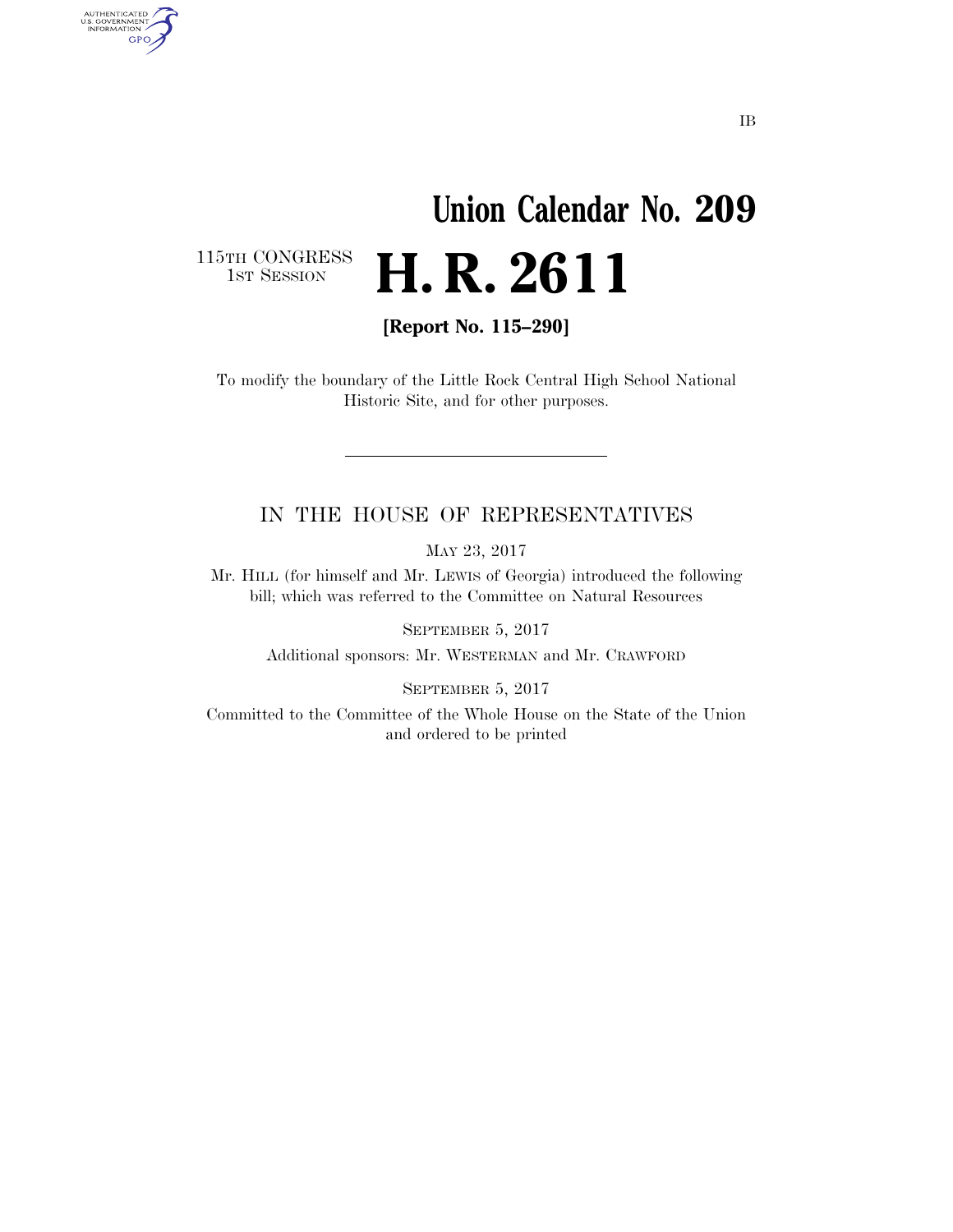IB

# Union Calendar No. 209

115TH CONGRESS
1ST SESSION

# H. R. 2611

**[Report No. 115–290]**

To modify the boundary of the Little Rock Central High School National Historic Site, and for other purposes.

---

## IN THE HOUSE OF REPRESENTATIVES

MAY 23, 2017

Mr. HILL (for himself and Mr. LEWIS of Georgia) introduced the following bill; which was referred to the Committee on Natural Resources

SEPTEMBER 5, 2017

Additional sponsors: Mr. WESTERMAN and Mr. CRAWFORD

SEPTEMBER 5, 2017

Committed to the Committee of the Whole House on the State of the Union and ordered to be printed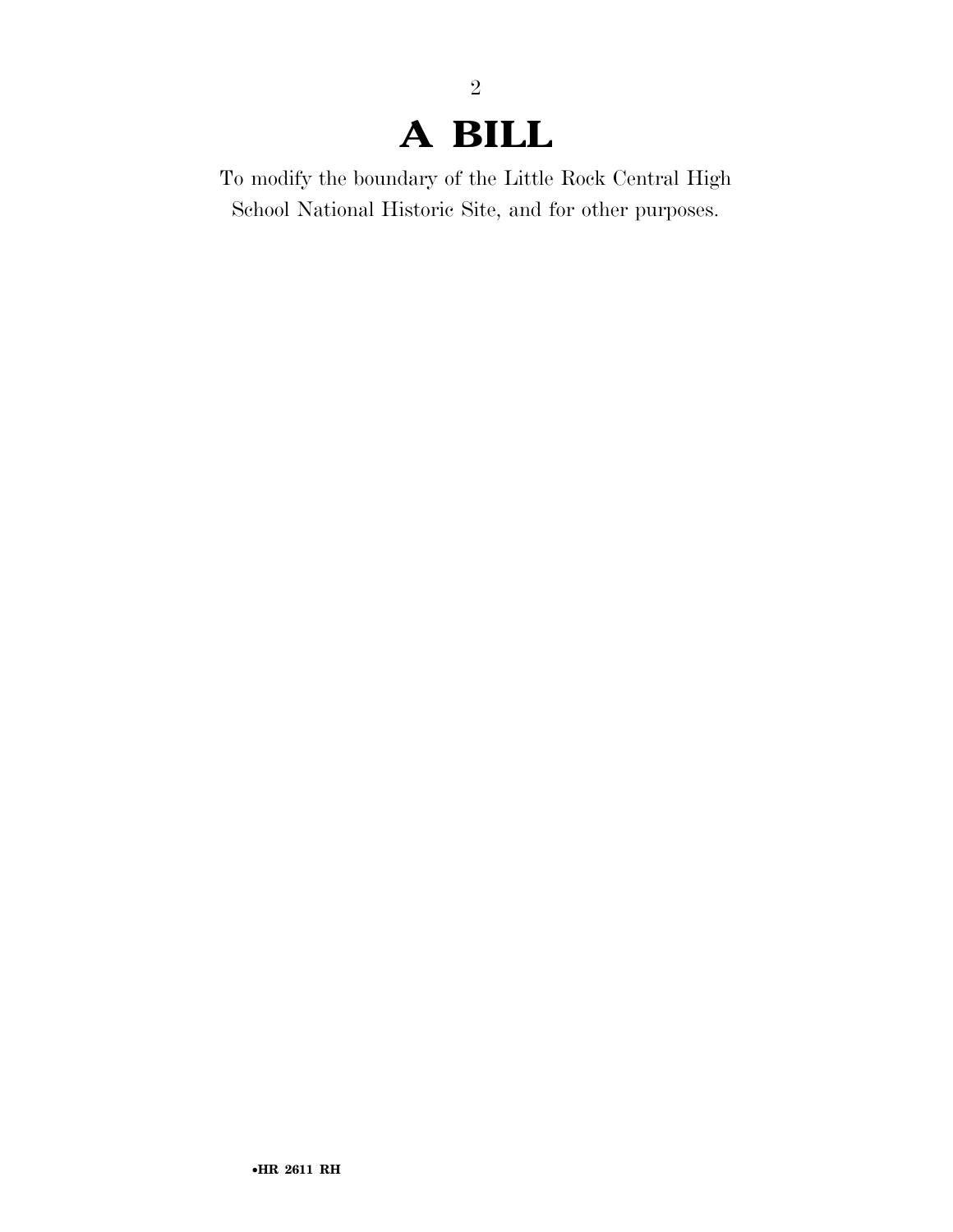# A BILL

To modify the boundary of the Little Rock Central High School National Historic Site, and for other purposes.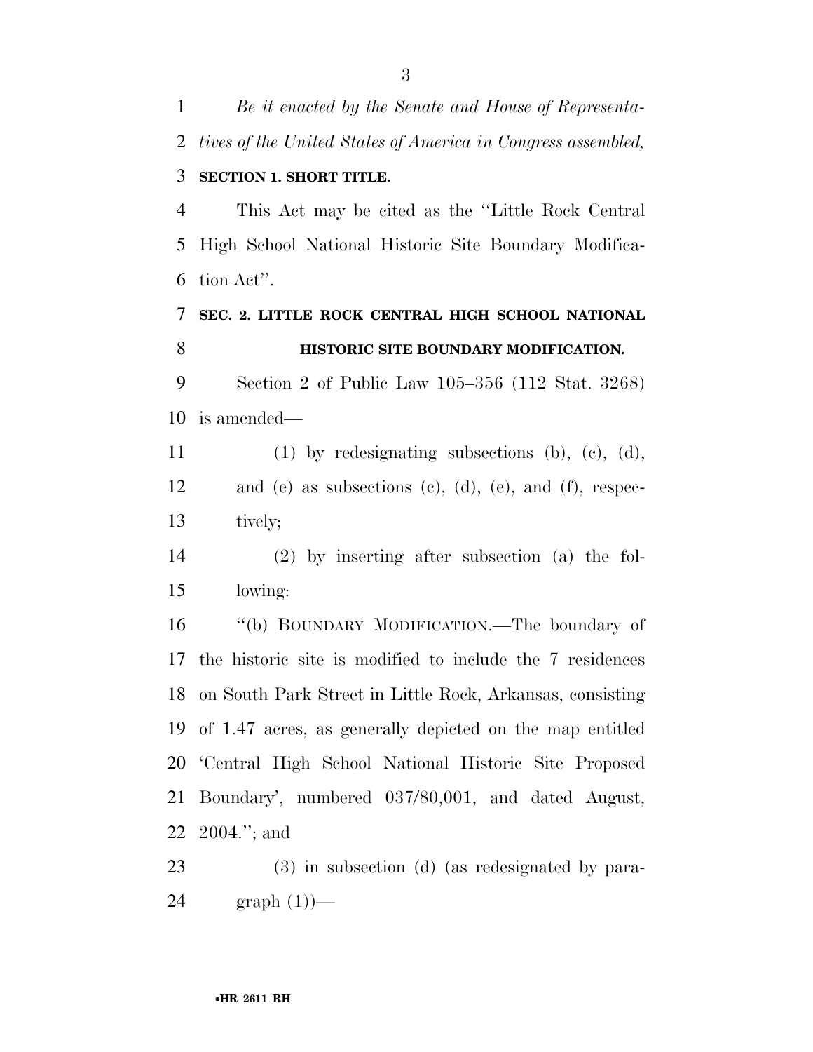*Be it enacted by the Senate and House of Representatives of the United States of America in Congress assembled,*

**SECTION 1. SHORT TITLE.**

This Act may be cited as the ''Little Rock Central High School National Historic Site Boundary Modification Act''.

**SEC. 2. LITTLE ROCK CENTRAL HIGH SCHOOL NATIONAL HISTORIC SITE BOUNDARY MODIFICATION.**

Section 2 of Public Law 105–356 (112 Stat. 3268) is amended—

(1) by redesignating subsections (b), (c), (d), and (e) as subsections (c), (d), (e), and (f), respectively;

(2) by inserting after subsection (a) the following:

''(b) BOUNDARY MODIFICATION.—The boundary of the historic site is modified to include the 7 residences on South Park Street in Little Rock, Arkansas, consisting of 1.47 acres, as generally depicted on the map entitled 'Central High School National Historic Site Proposed Boundary', numbered 037/80,001, and dated August, 2004.''; and

(3) in subsection (d) (as redesignated by paragraph (1))—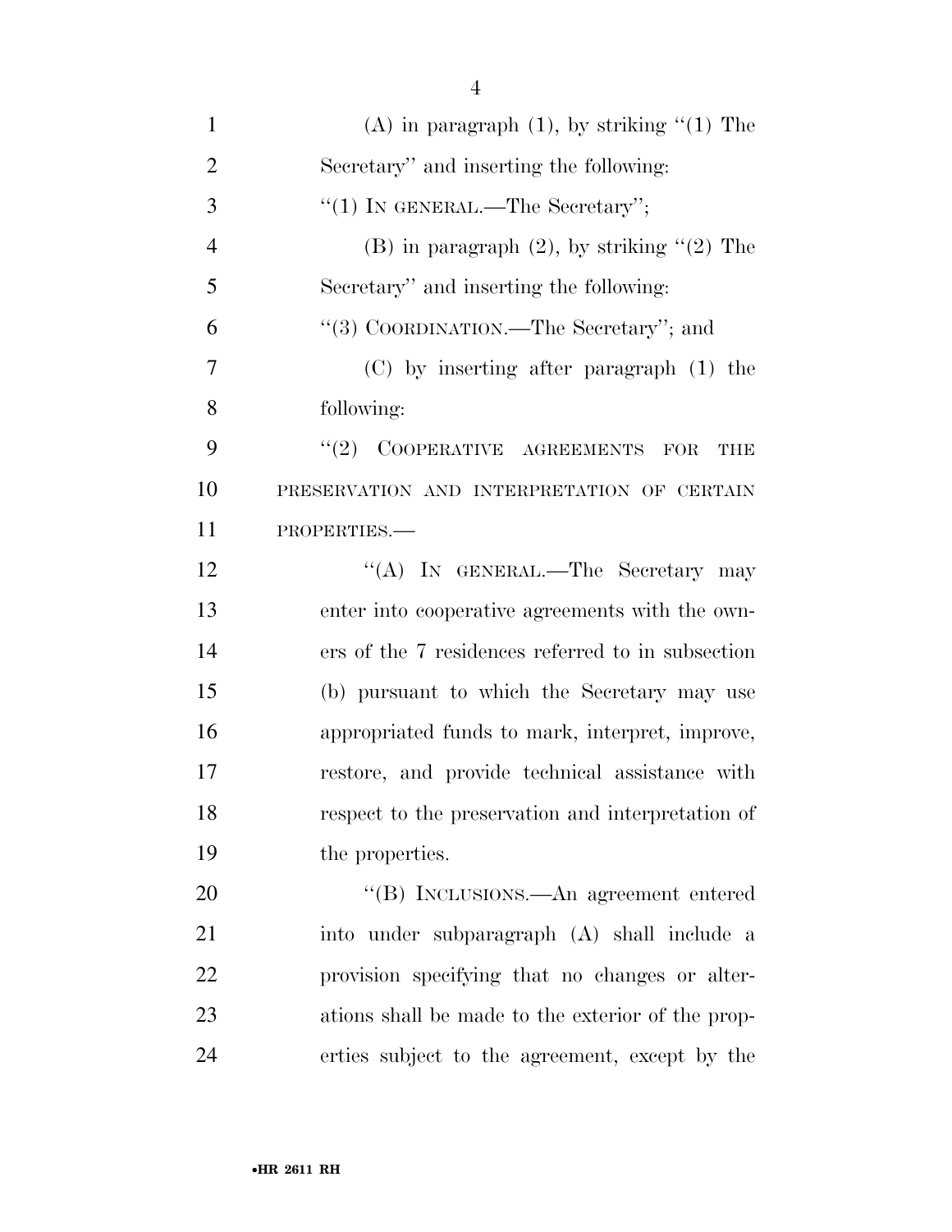(A) in paragraph (1), by striking "(1) The Secretary" and inserting the following:

"(1) IN GENERAL.—The Secretary";

(B) in paragraph (2), by striking "(2) The Secretary" and inserting the following:

"(3) COORDINATION.—The Secretary"; and

(C) by inserting after paragraph (1) the following:

"(2) COOPERATIVE AGREEMENTS FOR THE PRESERVATION AND INTERPRETATION OF CERTAIN PROPERTIES.—

"(A) IN GENERAL.—The Secretary may enter into cooperative agreements with the owners of the 7 residences referred to in subsection (b) pursuant to which the Secretary may use appropriated funds to mark, interpret, improve, restore, and provide technical assistance with respect to the preservation and interpretation of the properties.

"(B) INCLUSIONS.—An agreement entered into under subparagraph (A) shall include a provision specifying that no changes or alterations shall be made to the exterior of the properties subject to the agreement, except by the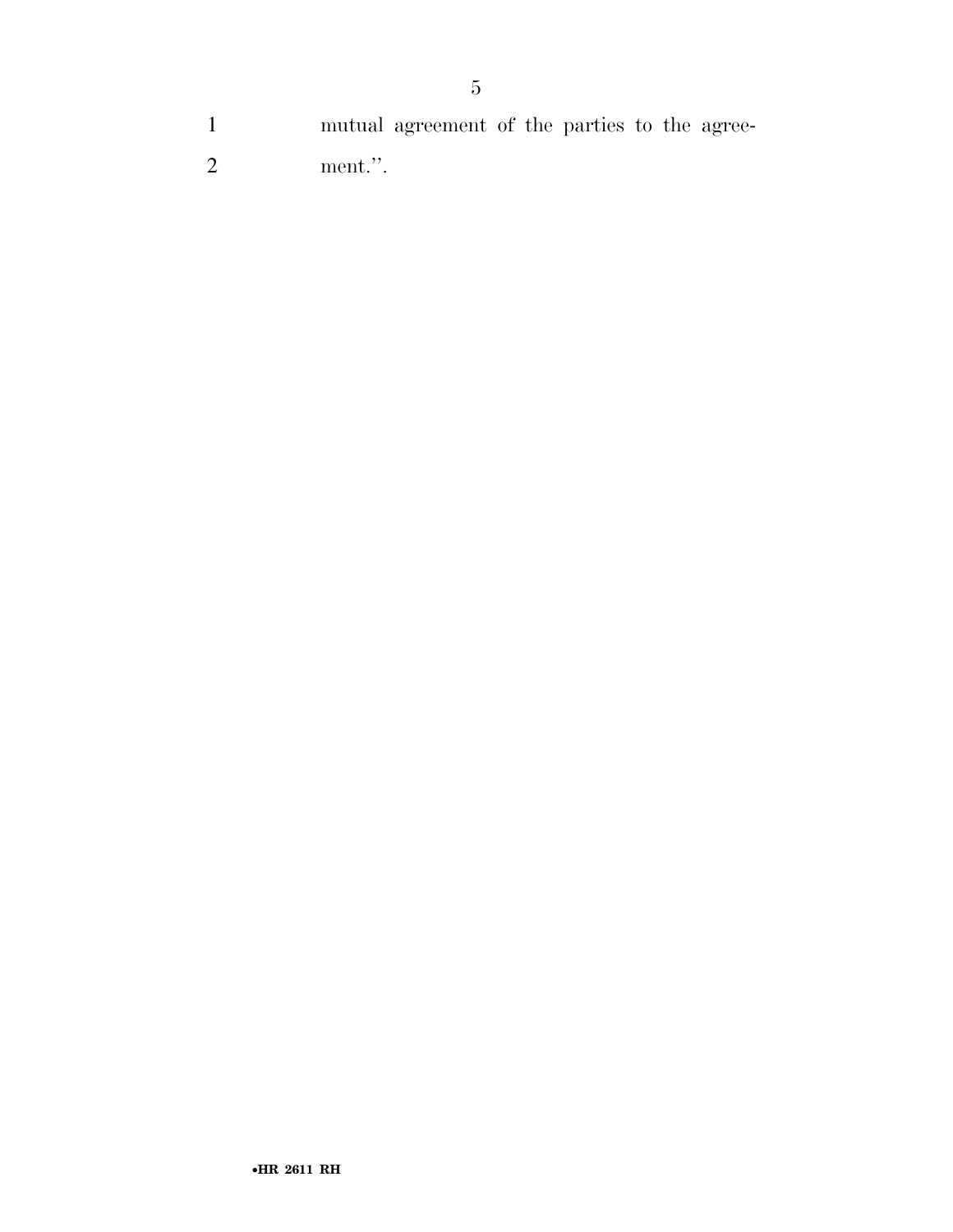mutual agreement of the parties to the agreement.''.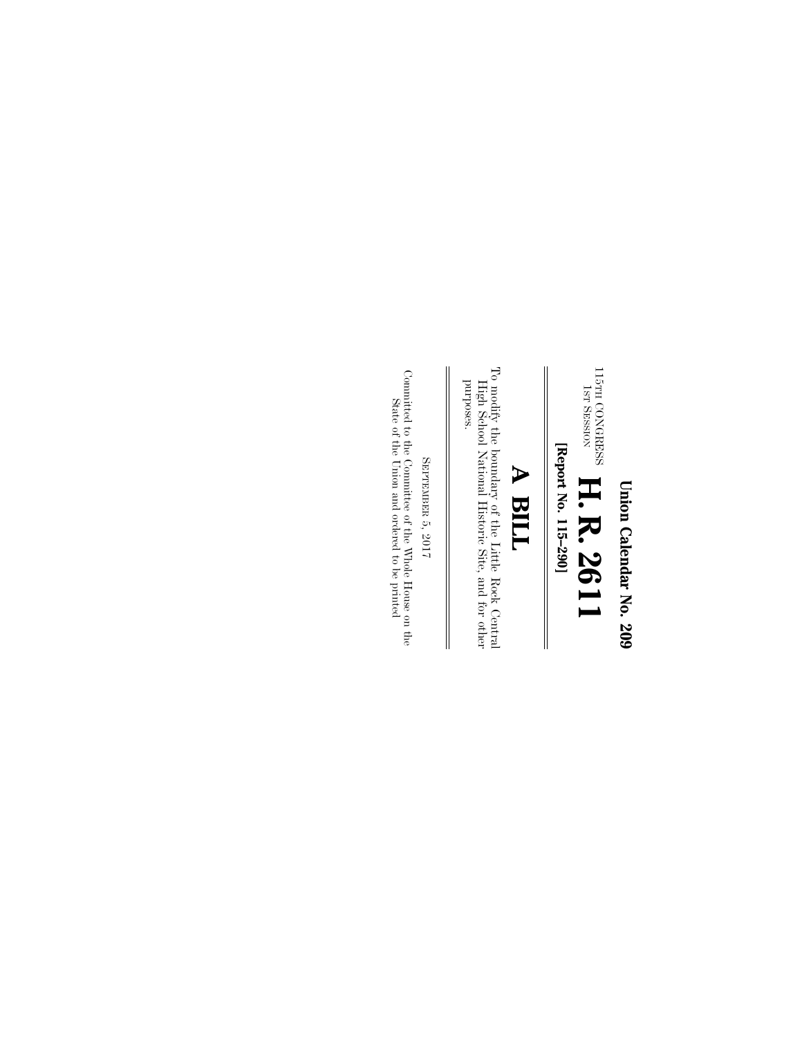# Union Calendar No. 209

115TH CONGRESS
1ST SESSION

# H. R. 2611

**[Report No. 115–290]**

# A BILL

To modify the boundary of the Little Rock Central High School National Historic Site, and for other purposes.

SEPTEMBER 5, 2017

Committed to the Committee of the Whole House on the State of the Union and ordered to be printed